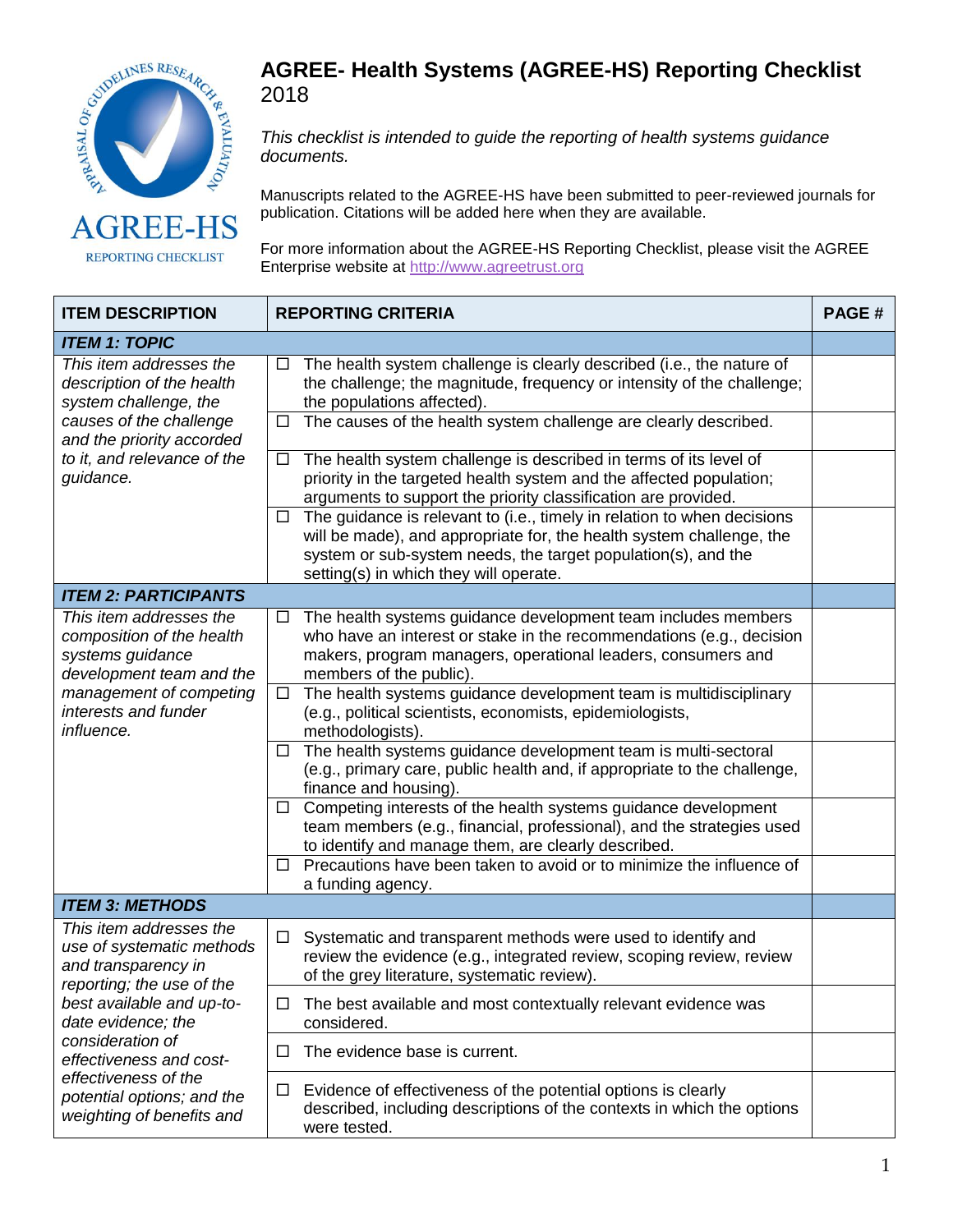# AGREE- Health Systems (AGREE-HS) Reporting Checklist

2018

*This checklist is intended to guide the reporting of health systems guidance documents.*

Manuscripts related to the AGREE-HS have been submitted to peer-reviewed journals for publication. Citations will be added here when they are available.

For more information about the AGREE-HS Reporting Checklist, please visit the AGREE Enterprise website at http://www.agreetrust.org

| ITEM DESCRIPTION | REPORTING CRITERIA | PAGE # |
|---|---|---|
| ***ITEM 1: TOPIC*** | | |
| *This item addresses the description of the health system challenge, the causes of the challenge and the priority accorded to it, and relevance of the guidance.* | ☐ The health system challenge is clearly described (i.e., the nature of the challenge; the magnitude, frequency or intensity of the challenge; the populations affected). | |
| | ☐ The causes of the health system challenge are clearly described. | |
| | ☐ The health system challenge is described in terms of its level of priority in the targeted health system and the affected population; arguments to support the priority classification are provided. | |
| | ☐ The guidance is relevant to (i.e., timely in relation to when decisions will be made), and appropriate for, the health system challenge, the system or sub-system needs, the target population(s), and the setting(s) in which they will operate. | |
| ***ITEM 2: PARTICIPANTS*** | | |
| *This item addresses the composition of the health systems guidance development team and the management of competing interests and funder influence.* | ☐ The health systems guidance development team includes members who have an interest or stake in the recommendations (e.g., decision makers, program managers, operational leaders, consumers and members of the public). | |
| | ☐ The health systems guidance development team is multidisciplinary (e.g., political scientists, economists, epidemiologists, methodologists). | |
| | ☐ The health systems guidance development team is multi-sectoral (e.g., primary care, public health and, if appropriate to the challenge, finance and housing). | |
| | ☐ Competing interests of the health systems guidance development team members (e.g., financial, professional), and the strategies used to identify and manage them, are clearly described. | |
| | ☐ Precautions have been taken to avoid or to minimize the influence of a funding agency. | |
| ***ITEM 3: METHODS*** | | |
| *This item addresses the use of systematic methods and transparency in reporting; the use of the best available and up-to-date evidence; the consideration of effectiveness and cost-effectiveness of the potential options; and the weighting of benefits and* | ☐ Systematic and transparent methods were used to identify and review the evidence (e.g., integrated review, scoping review, review of the grey literature, systematic review). | |
| | ☐ The best available and most contextually relevant evidence was considered. | |
| | ☐ The evidence base is current. | |
| | ☐ Evidence of effectiveness of the potential options is clearly described, including descriptions of the contexts in which the options were tested. | |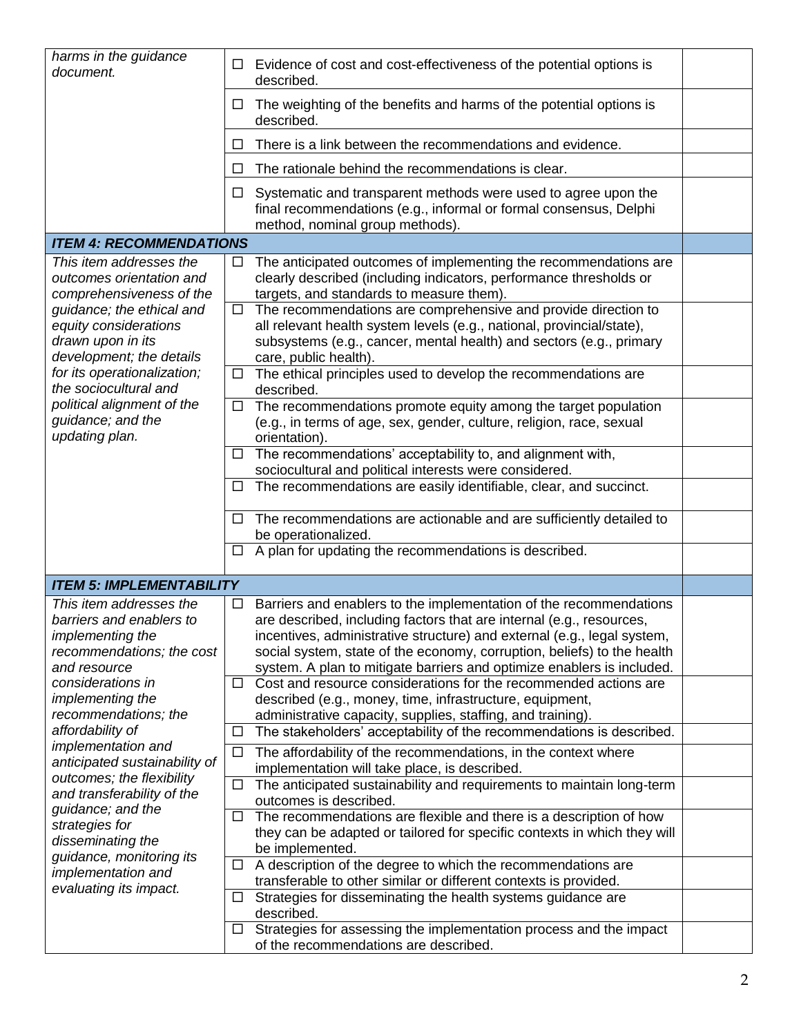| | | |
|---|---|---|
| *harms in the guidance document.* | ☐ Evidence of cost and cost-effectiveness of the potential options is described. | |
| | ☐ The weighting of the benefits and harms of the potential options is described. | |
| | ☐ There is a link between the recommendations and evidence. | |
| | ☐ The rationale behind the recommendations is clear. | |
| | ☐ Systematic and transparent methods were used to agree upon the final recommendations (e.g., informal or formal consensus, Delphi method, nominal group methods). | |
| ***ITEM 4: RECOMMENDATIONS*** | | |
| *This item addresses the outcomes orientation and comprehensiveness of the guidance; the ethical and equity considerations drawn upon in its development; the details for its operationalization; the sociocultural and political alignment of the guidance; and the updating plan.* | ☐ The anticipated outcomes of implementing the recommendations are clearly described (including indicators, performance thresholds or targets, and standards to measure them). | |
| | ☐ The recommendations are comprehensive and provide direction to all relevant health system levels (e.g., national, provincial/state), subsystems (e.g., cancer, mental health) and sectors (e.g., primary care, public health). | |
| | ☐ The ethical principles used to develop the recommendations are described. | |
| | ☐ The recommendations promote equity among the target population (e.g., in terms of age, sex, gender, culture, religion, race, sexual orientation). | |
| | ☐ The recommendations' acceptability to, and alignment with, sociocultural and political interests were considered. | |
| | ☐ The recommendations are easily identifiable, clear, and succinct. | |
| | ☐ The recommendations are actionable and are sufficiently detailed to be operationalized. | |
| | ☐ A plan for updating the recommendations is described. | |
| ***ITEM 5: IMPLEMENTABILITY*** | | |
| *This item addresses the barriers and enablers to implementing the recommendations; the cost and resource considerations in implementing the recommendations; the affordability of implementation and anticipated sustainability of outcomes; the flexibility and transferability of the guidance; and the strategies for disseminating the guidance, monitoring its implementation and evaluating its impact.* | ☐ Barriers and enablers to the implementation of the recommendations are described, including factors that are internal (e.g., resources, incentives, administrative structure) and external (e.g., legal system, social system, state of the economy, corruption, beliefs) to the health system. A plan to mitigate barriers and optimize enablers is included. | |
| | ☐ Cost and resource considerations for the recommended actions are described (e.g., money, time, infrastructure, equipment, administrative capacity, supplies, staffing, and training). | |
| | ☐ The stakeholders' acceptability of the recommendations is described. | |
| | ☐ The affordability of the recommendations, in the context where implementation will take place, is described. | |
| | ☐ The anticipated sustainability and requirements to maintain long-term outcomes is described. | |
| | ☐ The recommendations are flexible and there is a description of how they can be adapted or tailored for specific contexts in which they will be implemented. | |
| | ☐ A description of the degree to which the recommendations are transferable to other similar or different contexts is provided. | |
| | ☐ Strategies for disseminating the health systems guidance are described. | |
| | ☐ Strategies for assessing the implementation process and the impact of the recommendations are described. | |